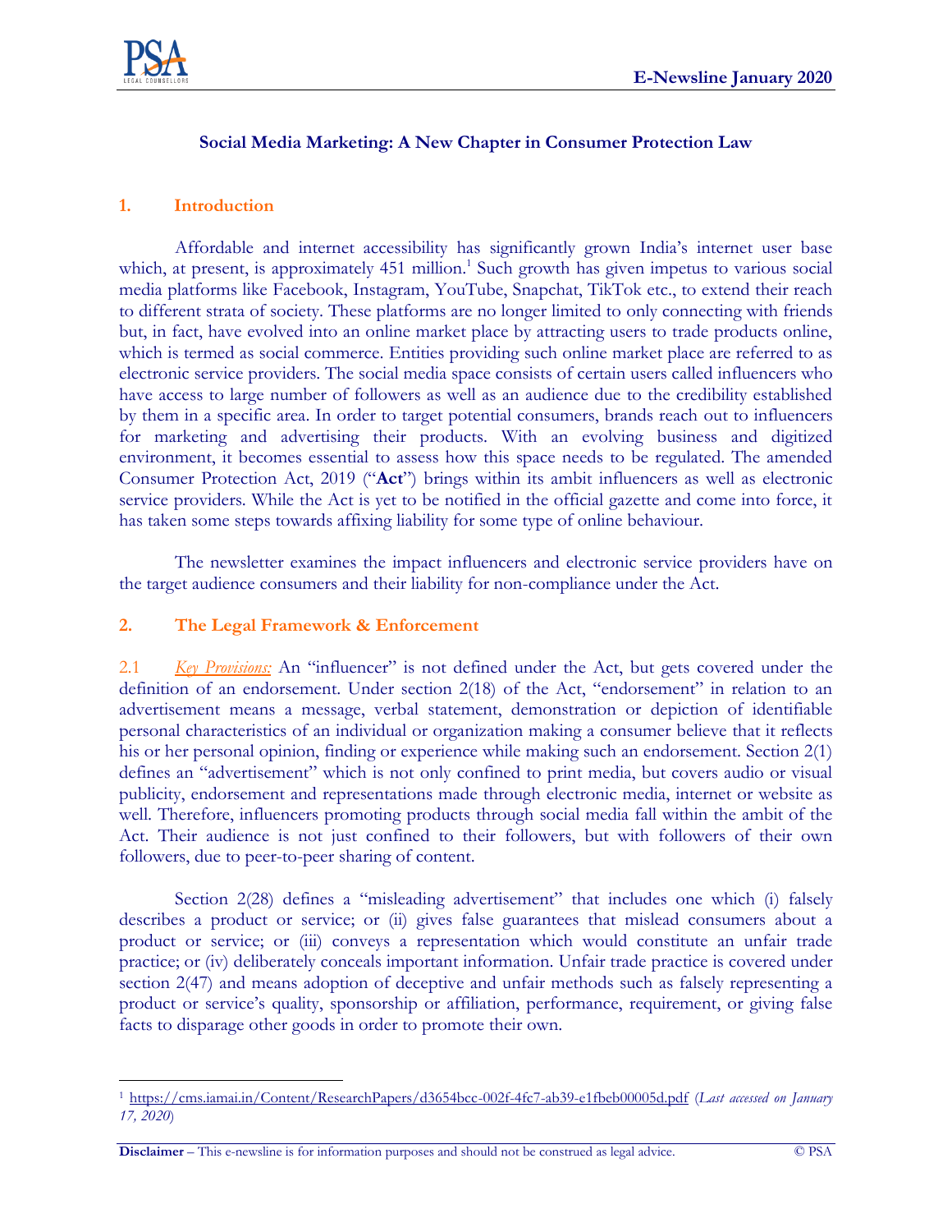# Social Media Marketing: A New Chapter in Consumer Protection Law

## 1. Introduction

Affordable and internet accessibility has significantly grown India's internet user base which, at present, is approximately 451 million.[1] Such growth has given impetus to various social media platforms like Facebook, Instagram, YouTube, Snapchat, TikTok etc., to extend their reach to different strata of society. These platforms are no longer limited to only connecting with friends but, in fact, have evolved into an online market place by attracting users to trade products online, which is termed as social commerce. Entities providing such online market place are referred to as electronic service providers. The social media space consists of certain users called influencers who have access to large number of followers as well as an audience due to the credibility established by them in a specific area. In order to target potential consumers, brands reach out to influencers for marketing and advertising their products. With an evolving business and digitized environment, it becomes essential to assess how this space needs to be regulated. The amended Consumer Protection Act, 2019 ("**Act**") brings within its ambit influencers as well as electronic service providers. While the Act is yet to be notified in the official gazette and come into force, it has taken some steps towards affixing liability for some type of online behaviour.

The newsletter examines the impact influencers and electronic service providers have on the target audience consumers and their liability for non-compliance under the Act.

## 2. The Legal Framework & Enforcement

2.1 *Key Provisions:* An "influencer" is not defined under the Act, but gets covered under the definition of an endorsement. Under section 2(18) of the Act, "endorsement" in relation to an advertisement means a message, verbal statement, demonstration or depiction of identifiable personal characteristics of an individual or organization making a consumer believe that it reflects his or her personal opinion, finding or experience while making such an endorsement. Section 2(1) defines an "advertisement" which is not only confined to print media, but covers audio or visual publicity, endorsement and representations made through electronic media, internet or website as well. Therefore, influencers promoting products through social media fall within the ambit of the Act. Their audience is not just confined to their followers, but with followers of their own followers, due to peer-to-peer sharing of content.

Section 2(28) defines a "misleading advertisement" that includes one which (i) falsely describes a product or service; or (ii) gives false guarantees that mislead consumers about a product or service; or (iii) conveys a representation which would constitute an unfair trade practice; or (iv) deliberately conceals important information. Unfair trade practice is covered under section 2(47) and means adoption of deceptive and unfair methods such as falsely representing a product or service's quality, sponsorship or affiliation, performance, requirement, or giving false facts to disparage other goods in order to promote their own.

---

[1] https://cms.iamai.in/Content/ResearchPapers/d3654bcc-002f-4fc7-ab39-e1fbeb00005d.pdf (*Last accessed on January 17, 2020*)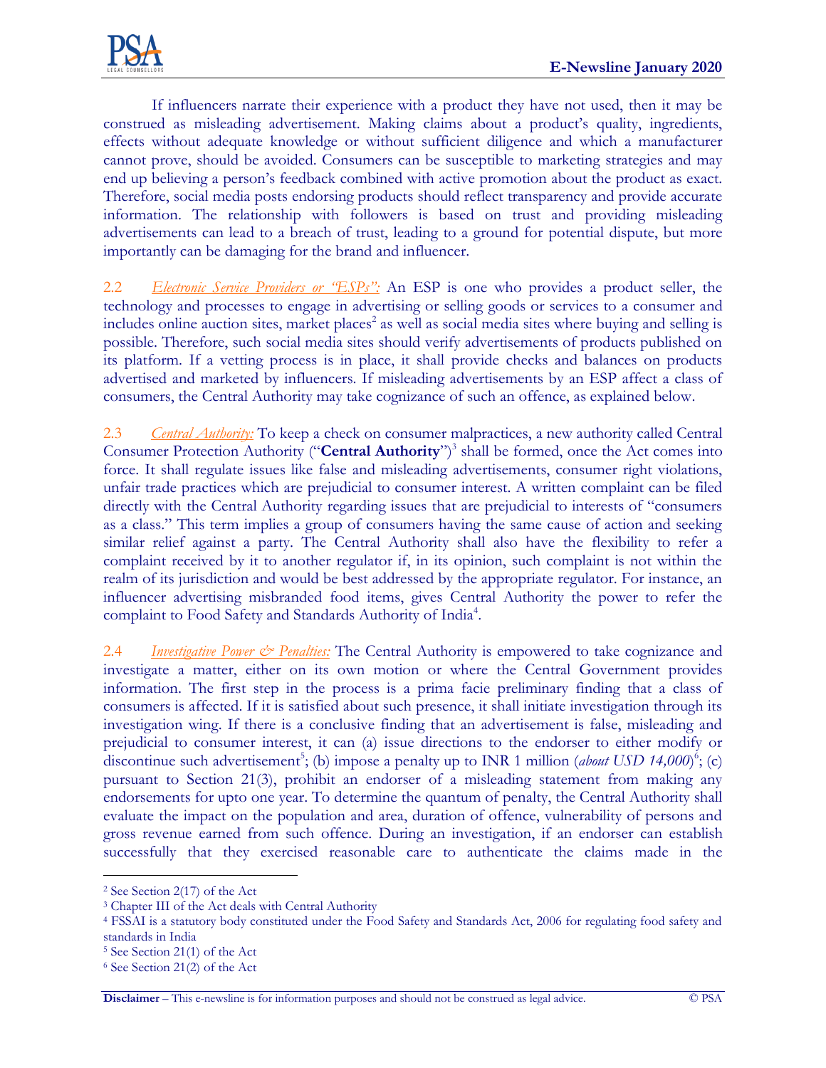If influencers narrate their experience with a product they have not used, then it may be construed as misleading advertisement. Making claims about a product's quality, ingredients, effects without adequate knowledge or without sufficient diligence and which a manufacturer cannot prove, should be avoided. Consumers can be susceptible to marketing strategies and may end up believing a person's feedback combined with active promotion about the product as exact. Therefore, social media posts endorsing products should reflect transparency and provide accurate information. The relationship with followers is based on trust and providing misleading advertisements can lead to a breach of trust, leading to a ground for potential dispute, but more importantly can be damaging for the brand and influencer.

2.2 *Electronic Service Providers or "ESPs":* An ESP is one who provides a product seller, the technology and processes to engage in advertising or selling goods or services to a consumer and includes online auction sites, market places[2] as well as social media sites where buying and selling is possible. Therefore, such social media sites should verify advertisements of products published on its platform. If a vetting process is in place, it shall provide checks and balances on products advertised and marketed by influencers. If misleading advertisements by an ESP affect a class of consumers, the Central Authority may take cognizance of such an offence, as explained below.

2.3 *Central Authority:* To keep a check on consumer malpractices, a new authority called Central Consumer Protection Authority ("**Central Authority**")[3] shall be formed, once the Act comes into force. It shall regulate issues like false and misleading advertisements, consumer right violations, unfair trade practices which are prejudicial to consumer interest. A written complaint can be filed directly with the Central Authority regarding issues that are prejudicial to interests of "consumers as a class." This term implies a group of consumers having the same cause of action and seeking similar relief against a party. The Central Authority shall also have the flexibility to refer a complaint received by it to another regulator if, in its opinion, such complaint is not within the realm of its jurisdiction and would be best addressed by the appropriate regulator. For instance, an influencer advertising misbranded food items, gives Central Authority the power to refer the complaint to Food Safety and Standards Authority of India[4].

2.4 *Investigative Power & Penalties:* The Central Authority is empowered to take cognizance and investigate a matter, either on its own motion or where the Central Government provides information. The first step in the process is a prima facie preliminary finding that a class of consumers is affected. If it is satisfied about such presence, it shall initiate investigation through its investigation wing. If there is a conclusive finding that an advertisement is false, misleading and prejudicial to consumer interest, it can (a) issue directions to the endorser to either modify or discontinue such advertisement[5]; (b) impose a penalty up to INR 1 million (*about USD 14,000*)[6]; (c) pursuant to Section 21(3), prohibit an endorser of a misleading statement from making any endorsements for upto one year. To determine the quantum of penalty, the Central Authority shall evaluate the impact on the population and area, duration of offence, vulnerability of persons and gross revenue earned from such offence. During an investigation, if an endorser can establish successfully that they exercised reasonable care to authenticate the claims made in the

---

[2] See Section 2(17) of the Act

[3] Chapter III of the Act deals with Central Authority

[4] FSSAI is a statutory body constituted under the Food Safety and Standards Act, 2006 for regulating food safety and standards in India

[5] See Section 21(1) of the Act

[6] See Section 21(2) of the Act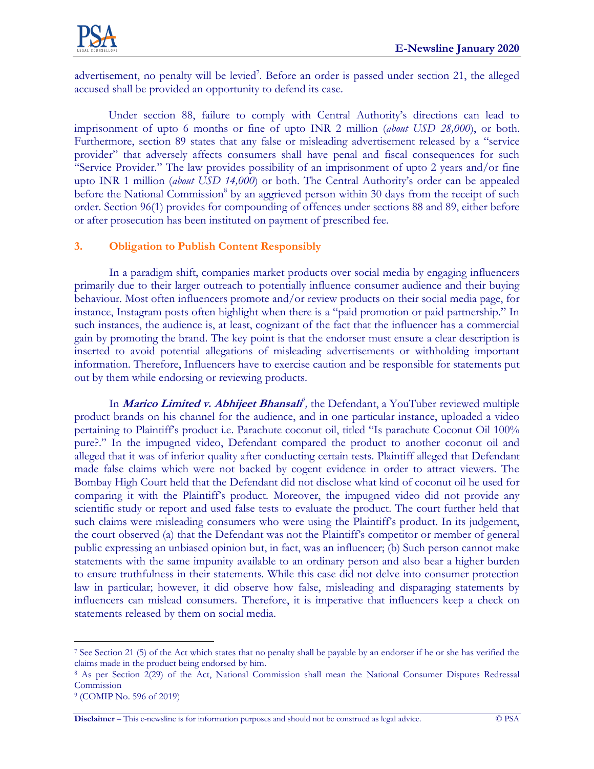advertisement, no penalty will be levied[7]. Before an order is passed under section 21, the alleged accused shall be provided an opportunity to defend its case.

Under section 88, failure to comply with Central Authority's directions can lead to imprisonment of upto 6 months or fine of upto INR 2 million (*about USD 28,000*), or both. Furthermore, section 89 states that any false or misleading advertisement released by a "service provider" that adversely affects consumers shall have penal and fiscal consequences for such "Service Provider." The law provides possibility of an imprisonment of upto 2 years and/or fine upto INR 1 million (*about USD 14,000*) or both. The Central Authority's order can be appealed before the National Commission[8] by an aggrieved person within 30 days from the receipt of such order. Section 96(1) provides for compounding of offences under sections 88 and 89, either before or after prosecution has been instituted on payment of prescribed fee.

## 3. Obligation to Publish Content Responsibly

In a paradigm shift, companies market products over social media by engaging influencers primarily due to their larger outreach to potentially influence consumer audience and their buying behaviour. Most often influencers promote and/or review products on their social media page, for instance, Instagram posts often highlight when there is a "paid promotion or paid partnership." In such instances, the audience is, at least, cognizant of the fact that the influencer has a commercial gain by promoting the brand. The key point is that the endorser must ensure a clear description is inserted to avoid potential allegations of misleading advertisements or withholding important information. Therefore, Influencers have to exercise caution and be responsible for statements put out by them while endorsing or reviewing products.

In ***Marico Limited v. Abhijeet Bhansali***[9], the Defendant, a YouTuber reviewed multiple product brands on his channel for the audience, and in one particular instance, uploaded a video pertaining to Plaintiff's product i.e. Parachute coconut oil, titled "Is parachute Coconut Oil 100% pure?." In the impugned video, Defendant compared the product to another coconut oil and alleged that it was of inferior quality after conducting certain tests. Plaintiff alleged that Defendant made false claims which were not backed by cogent evidence in order to attract viewers. The Bombay High Court held that the Defendant did not disclose what kind of coconut oil he used for comparing it with the Plaintiff's product. Moreover, the impugned video did not provide any scientific study or report and used false tests to evaluate the product. The court further held that such claims were misleading consumers who were using the Plaintiff's product. In its judgement, the court observed (a) that the Defendant was not the Plaintiff's competitor or member of general public expressing an unbiased opinion but, in fact, was an influencer; (b) Such person cannot make statements with the same impunity available to an ordinary person and also bear a higher burden to ensure truthfulness in their statements. While this case did not delve into consumer protection law in particular; however, it did observe how false, misleading and disparaging statements by influencers can mislead consumers. Therefore, it is imperative that influencers keep a check on statements released by them on social media.

---

[7] See Section 21 (5) of the Act which states that no penalty shall be payable by an endorser if he or she has verified the claims made in the product being endorsed by him.

[8] As per Section 2(29) of the Act, National Commission shall mean the National Consumer Disputes Redressal Commission

[9] (COMIP No. 596 of 2019)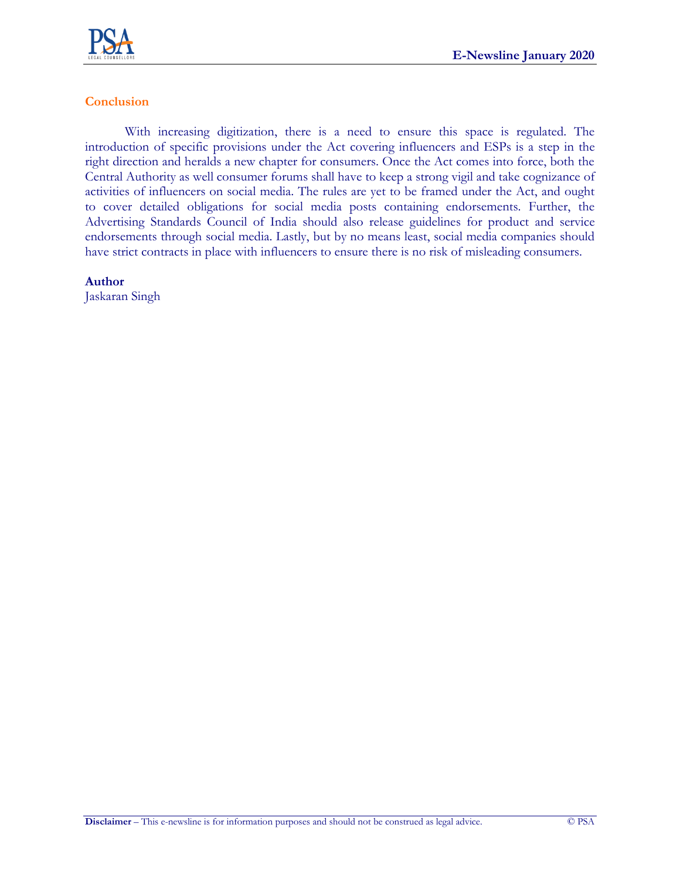## Conclusion

With increasing digitization, there is a need to ensure this space is regulated. The introduction of specific provisions under the Act covering influencers and ESPs is a step in the right direction and heralds a new chapter for consumers. Once the Act comes into force, both the Central Authority as well consumer forums shall have to keep a strong vigil and take cognizance of activities of influencers on social media. The rules are yet to be framed under the Act, and ought to cover detailed obligations for social media posts containing endorsements. Further, the Advertising Standards Council of India should also release guidelines for product and service endorsements through social media. Lastly, but by no means least, social media companies should have strict contracts in place with influencers to ensure there is no risk of misleading consumers.

**Author**
Jaskaran Singh

**Disclaimer** – This e-newsline is for information purposes and should not be construed as legal advice. © PSA